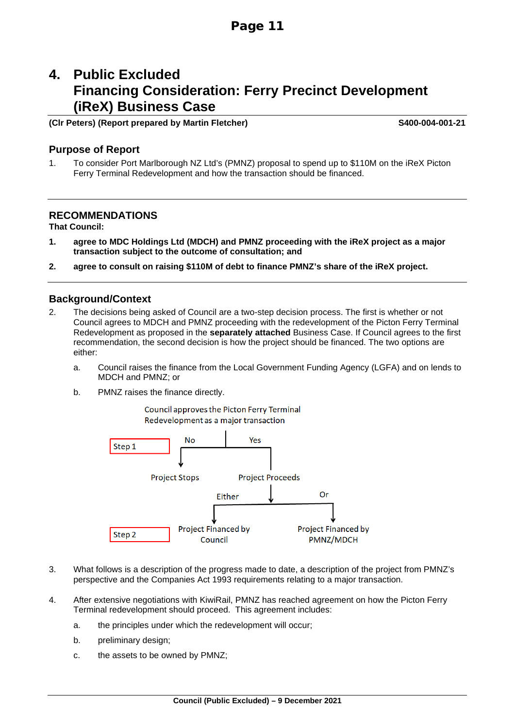# 4. Public Excluded Financing Consideration: Ferry Precinct Development (iReX) Business Case

**(Clr Peters) (Report prepared by Martin Fletcher)** **S400-004-001-21**

## Purpose of Report

1. To consider Port Marlborough NZ Ltd's (PMNZ) proposal to spend up to $110M on the iReX Picton Ferry Terminal Redevelopment and how the transaction should be financed.

## RECOMMENDATIONS

**That Council:**

1. **agree to MDC Holdings Ltd (MDCH) and PMNZ proceeding with the iReX project as a major transaction subject to the outcome of consultation; and**
2. **agree to consult on raising $110M of debt to finance PMNZ's share of the iReX project.**

## Background/Context

2. The decisions being asked of Council are a two-step decision process. The first is whether or not Council agrees to MDCH and PMNZ proceeding with the redevelopment of the Picton Ferry Terminal Redevelopment as proposed in the **separately attached** Business Case. If Council agrees to the first recommendation, the second decision is how the project should be financed. The two options are either:

   a. Council raises the finance from the Local Government Funding Agency (LGFA) and on lends to MDCH and PMNZ; or

   b. PMNZ raises the finance directly.

Council approves the Picton Ferry Terminal Redevelopment as a major transaction

Step 1: No → Project Stops; Yes → Project Proceeds

Step 2: Either → Project Financed by Council; Or → Project Financed by PMNZ/MDCH

3. What follows is a description of the progress made to date, a description of the project from PMNZ's perspective and the Companies Act 1993 requirements relating to a major transaction.

4. After extensive negotiations with KiwiRail, PMNZ has reached agreement on how the Picton Ferry Terminal redevelopment should proceed. This agreement includes:

   a. the principles under which the redevelopment will occur;

   b. preliminary design;

   c. the assets to be owned by PMNZ;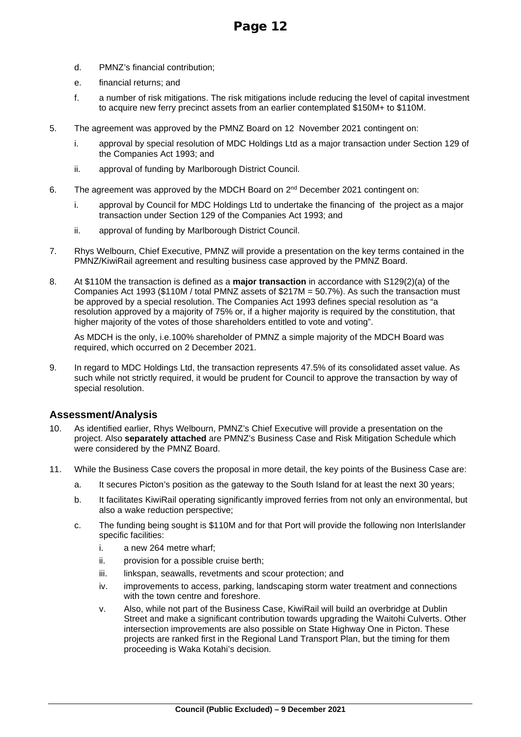d. PMNZ's financial contribution;

e. financial returns; and

f. a number of risk mitigations. The risk mitigations include reducing the level of capital investment to acquire new ferry precinct assets from an earlier contemplated \$150M+ to \$110M.

5. The agreement was approved by the PMNZ Board on 12 November 2021 contingent on:

   i. approval by special resolution of MDC Holdings Ltd as a major transaction under Section 129 of the Companies Act 1993; and

   ii. approval of funding by Marlborough District Council.

6. The agreement was approved by the MDCH Board on 2nd December 2021 contingent on:

   i. approval by Council for MDC Holdings Ltd to undertake the financing of the project as a major transaction under Section 129 of the Companies Act 1993; and

   ii. approval of funding by Marlborough District Council.

7. Rhys Welbourn, Chief Executive, PMNZ will provide a presentation on the key terms contained in the PMNZ/KiwiRail agreement and resulting business case approved by the PMNZ Board.

8. At \$110M the transaction is defined as a **major transaction** in accordance with S129(2)(a) of the Companies Act 1993 (\$110M / total PMNZ assets of \$217M = 50.7%). As such the transaction must be approved by a special resolution. The Companies Act 1993 defines special resolution as "a resolution approved by a majority of 75% or, if a higher majority is required by the constitution, that higher majority of the votes of those shareholders entitled to vote and voting".

   As MDCH is the only, i.e.100% shareholder of PMNZ a simple majority of the MDCH Board was required, which occurred on 2 December 2021.

9. In regard to MDC Holdings Ltd, the transaction represents 47.5% of its consolidated asset value. As such while not strictly required, it would be prudent for Council to approve the transaction by way of special resolution.

## Assessment/Analysis

10. As identified earlier, Rhys Welbourn, PMNZ's Chief Executive will provide a presentation on the project. Also **separately attached** are PMNZ's Business Case and Risk Mitigation Schedule which were considered by the PMNZ Board.

11. While the Business Case covers the proposal in more detail, the key points of the Business Case are:

    a. It secures Picton's position as the gateway to the South Island for at least the next 30 years;

    b. It facilitates KiwiRail operating significantly improved ferries from not only an environmental, but also a wake reduction perspective;

    c. The funding being sought is \$110M and for that Port will provide the following non InterIslander specific facilities:

       i. a new 264 metre wharf;

       ii. provision for a possible cruise berth;

       iii. linkspan, seawalls, revetments and scour protection; and

       iv. improvements to access, parking, landscaping storm water treatment and connections with the town centre and foreshore.

       v. Also, while not part of the Business Case, KiwiRail will build an overbridge at Dublin Street and make a significant contribution towards upgrading the Waitohi Culverts. Other intersection improvements are also possible on State Highway One in Picton. These projects are ranked first in the Regional Land Transport Plan, but the timing for them proceeding is Waka Kotahi's decision.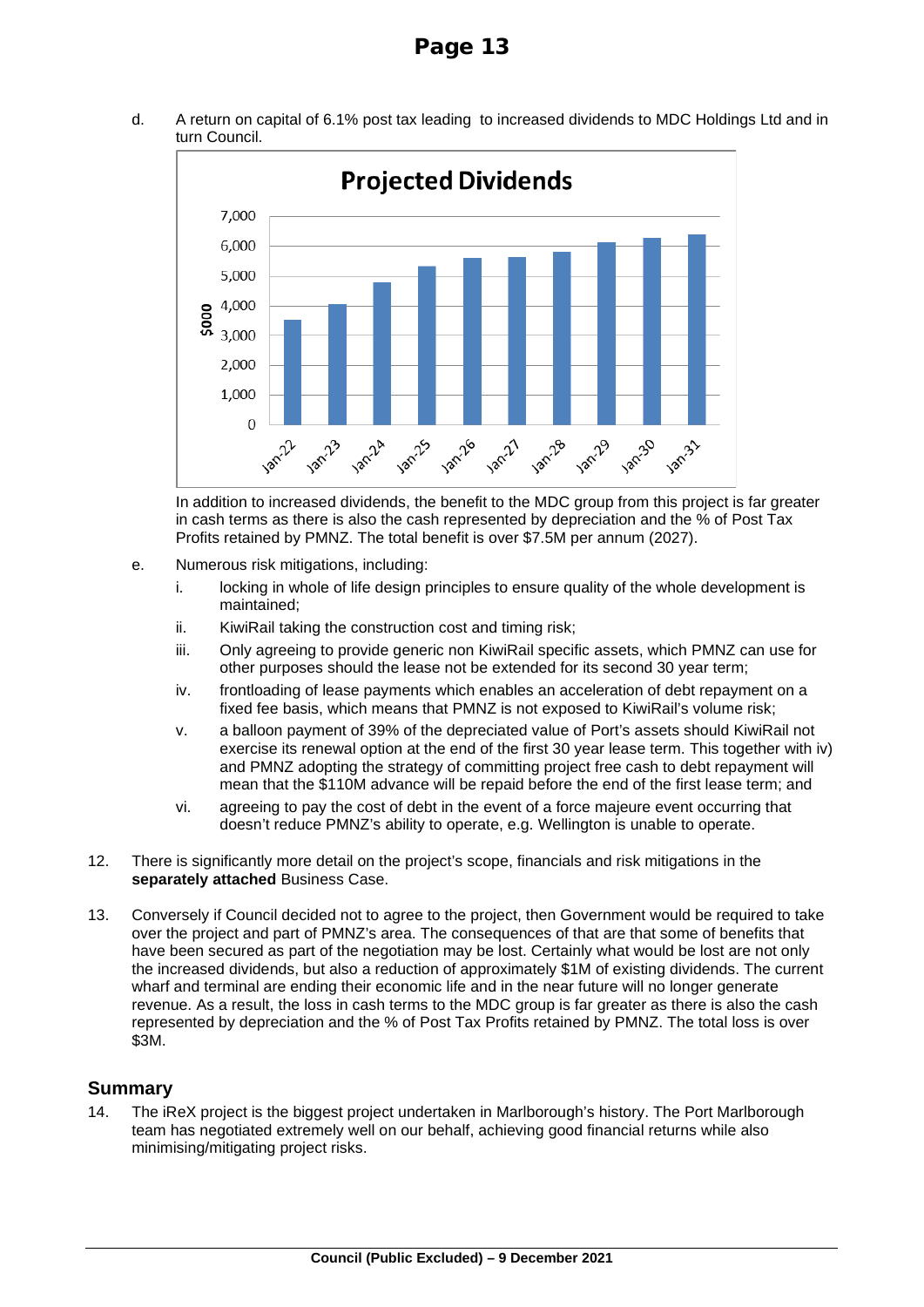d. A return on capital of 6.1% post tax leading to increased dividends to MDC Holdings Ltd and in turn Council.

**Projected Dividends**

In addition to increased dividends, the benefit to the MDC group from this project is far greater in cash terms as there is also the cash represented by depreciation and the % of Post Tax Profits retained by PMNZ. The total benefit is over $7.5M per annum (2027).

e. Numerous risk mitigations, including:

   i. locking in whole of life design principles to ensure quality of the whole development is maintained;

   ii. KiwiRail taking the construction cost and timing risk;

   iii. Only agreeing to provide generic non KiwiRail specific assets, which PMNZ can use for other purposes should the lease not be extended for its second 30 year term;

   iv. frontloading of lease payments which enables an acceleration of debt repayment on a fixed fee basis, which means that PMNZ is not exposed to KiwiRail's volume risk;

   v. a balloon payment of 39% of the depreciated value of Port's assets should KiwiRail not exercise its renewal option at the end of the first 30 year lease term. This together with iv) and PMNZ adopting the strategy of committing project free cash to debt repayment will mean that the $110M advance will be repaid before the end of the first lease term; and

   vi. agreeing to pay the cost of debt in the event of a force majeure event occurring that doesn't reduce PMNZ's ability to operate, e.g. Wellington is unable to operate.

12. There is significantly more detail on the project's scope, financials and risk mitigations in the **separately attached** Business Case.

13. Conversely if Council decided not to agree to the project, then Government would be required to take over the project and part of PMNZ's area. The consequences of that are that some of benefits that have been secured as part of the negotiation may be lost. Certainly what would be lost are not only the increased dividends, but also a reduction of approximately $1M of existing dividends. The current wharf and terminal are ending their economic life and in the near future will no longer generate revenue. As a result, the loss in cash terms to the MDC group is far greater as there is also the cash represented by depreciation and the % of Post Tax Profits retained by PMNZ. The total loss is over $3M.

## Summary

14. The iReX project is the biggest project undertaken in Marlborough's history. The Port Marlborough team has negotiated extremely well on our behalf, achieving good financial returns while also minimising/mitigating project risks.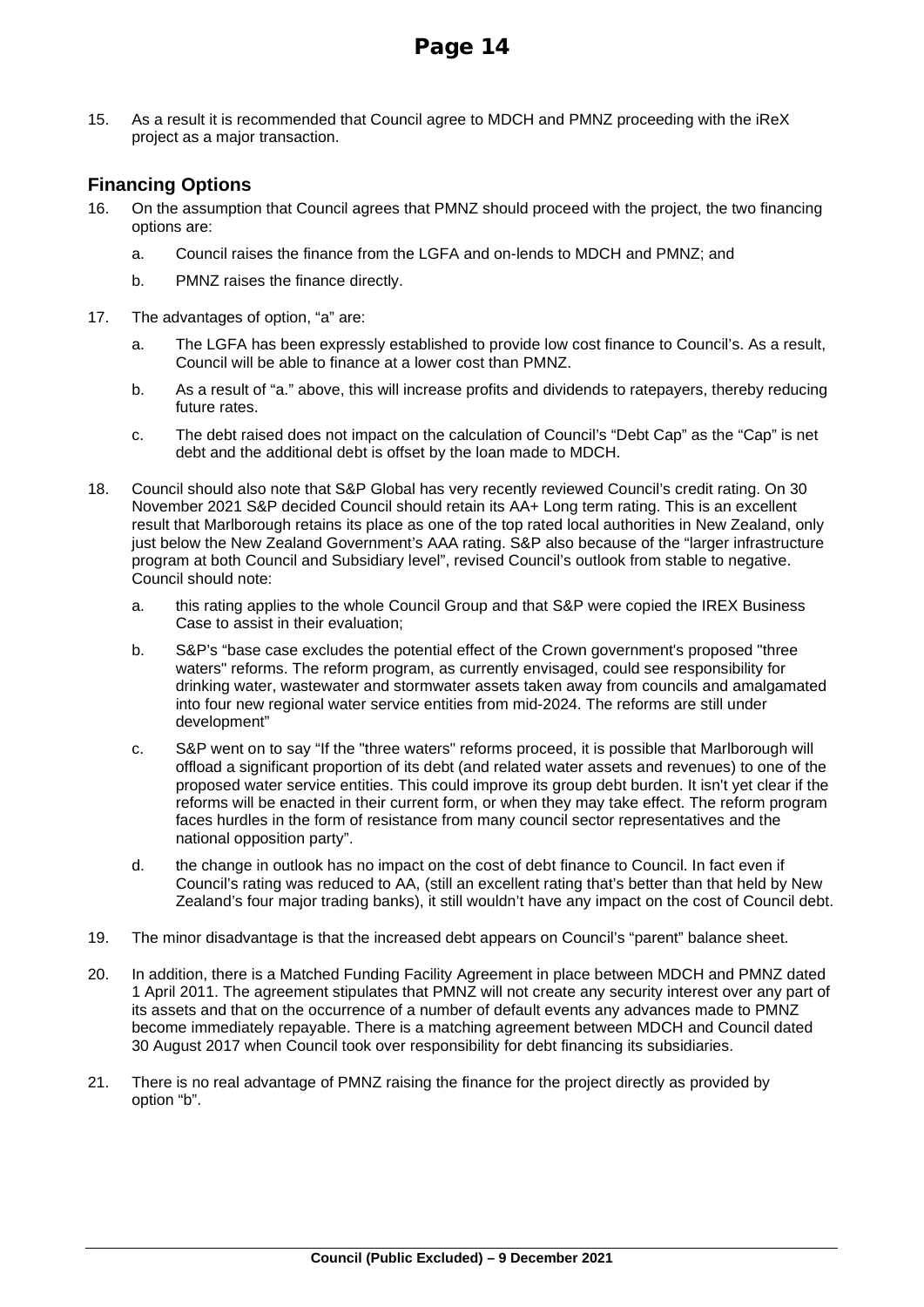15. As a result it is recommended that Council agree to MDCH and PMNZ proceeding with the iReX project as a major transaction.

## Financing Options

16. On the assumption that Council agrees that PMNZ should proceed with the project, the two financing options are:

    a. Council raises the finance from the LGFA and on-lends to MDCH and PMNZ; and

    b. PMNZ raises the finance directly.

17. The advantages of option, "a" are:

    a. The LGFA has been expressly established to provide low cost finance to Council's. As a result, Council will be able to finance at a lower cost than PMNZ.

    b. As a result of "a." above, this will increase profits and dividends to ratepayers, thereby reducing future rates.

    c. The debt raised does not impact on the calculation of Council's "Debt Cap" as the "Cap" is net debt and the additional debt is offset by the loan made to MDCH.

18. Council should also note that S&P Global has very recently reviewed Council's credit rating. On 30 November 2021 S&P decided Council should retain its AA+ Long term rating. This is an excellent result that Marlborough retains its place as one of the top rated local authorities in New Zealand, only just below the New Zealand Government's AAA rating. S&P also because of the "larger infrastructure program at both Council and Subsidiary level", revised Council's outlook from stable to negative. Council should note:

    a. this rating applies to the whole Council Group and that S&P were copied the IREX Business Case to assist in their evaluation;

    b. S&P's "base case excludes the potential effect of the Crown government's proposed "three waters" reforms. The reform program, as currently envisaged, could see responsibility for drinking water, wastewater and stormwater assets taken away from councils and amalgamated into four new regional water service entities from mid-2024. The reforms are still under development"

    c. S&P went on to say "If the "three waters" reforms proceed, it is possible that Marlborough will offload a significant proportion of its debt (and related water assets and revenues) to one of the proposed water service entities. This could improve its group debt burden. It isn't yet clear if the reforms will be enacted in their current form, or when they may take effect. The reform program faces hurdles in the form of resistance from many council sector representatives and the national opposition party".

    d. the change in outlook has no impact on the cost of debt finance to Council. In fact even if Council's rating was reduced to AA, (still an excellent rating that's better than that held by New Zealand's four major trading banks), it still wouldn't have any impact on the cost of Council debt.

19. The minor disadvantage is that the increased debt appears on Council's "parent" balance sheet.

20. In addition, there is a Matched Funding Facility Agreement in place between MDCH and PMNZ dated 1 April 2011. The agreement stipulates that PMNZ will not create any security interest over any part of its assets and that on the occurrence of a number of default events any advances made to PMNZ become immediately repayable. There is a matching agreement between MDCH and Council dated 30 August 2017 when Council took over responsibility for debt financing its subsidiaries.

21. There is no real advantage of PMNZ raising the finance for the project directly as provided by option "b".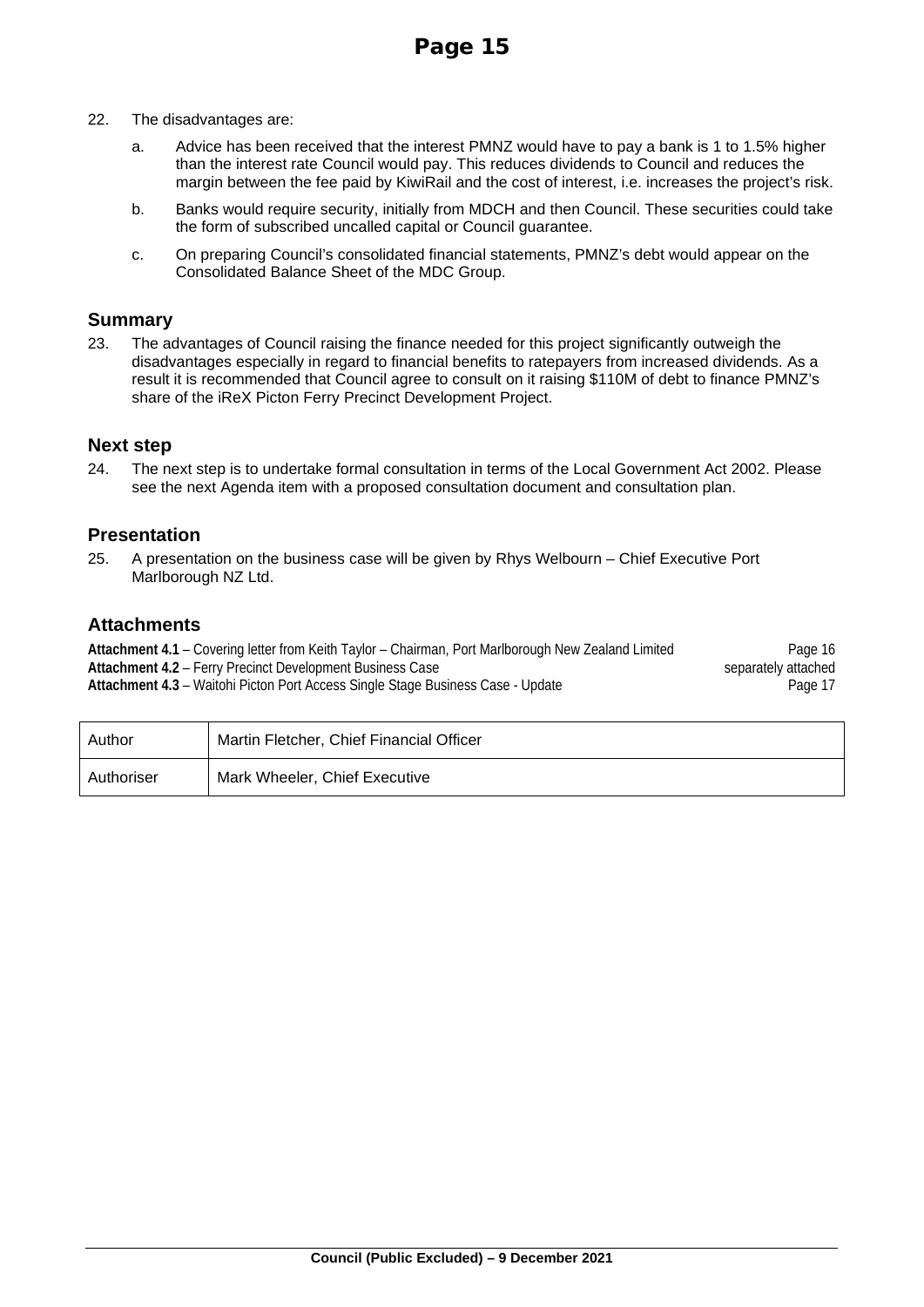22. The disadvantages are:

    a. Advice has been received that the interest PMNZ would have to pay a bank is 1 to 1.5% higher than the interest rate Council would pay. This reduces dividends to Council and reduces the margin between the fee paid by KiwiRail and the cost of interest, i.e. increases the project's risk.

    b. Banks would require security, initially from MDCH and then Council. These securities could take the form of subscribed uncalled capital or Council guarantee.

    c. On preparing Council's consolidated financial statements, PMNZ's debt would appear on the Consolidated Balance Sheet of the MDC Group.

## Summary

23. The advantages of Council raising the finance needed for this project significantly outweigh the disadvantages especially in regard to financial benefits to ratepayers from increased dividends. As a result it is recommended that Council agree to consult on it raising $110M of debt to finance PMNZ's share of the iReX Picton Ferry Precinct Development Project.

## Next step

24. The next step is to undertake formal consultation in terms of the Local Government Act 2002. Please see the next Agenda item with a proposed consultation document and consultation plan.

## Presentation

25. A presentation on the business case will be given by Rhys Welbourn – Chief Executive Port Marlborough NZ Ltd.

## Attachments

| | |
|---|---|
| **Attachment 4.1** – Covering letter from Keith Taylor – Chairman, Port Marlborough New Zealand Limited | Page 16 |
| **Attachment 4.2** – Ferry Precinct Development Business Case | separately attached |
| **Attachment 4.3** – Waitohi Picton Port Access Single Stage Business Case - Update | Page 17 |

| | |
|---|---|
| Author | Martin Fletcher, Chief Financial Officer |
| Authoriser | Mark Wheeler, Chief Executive |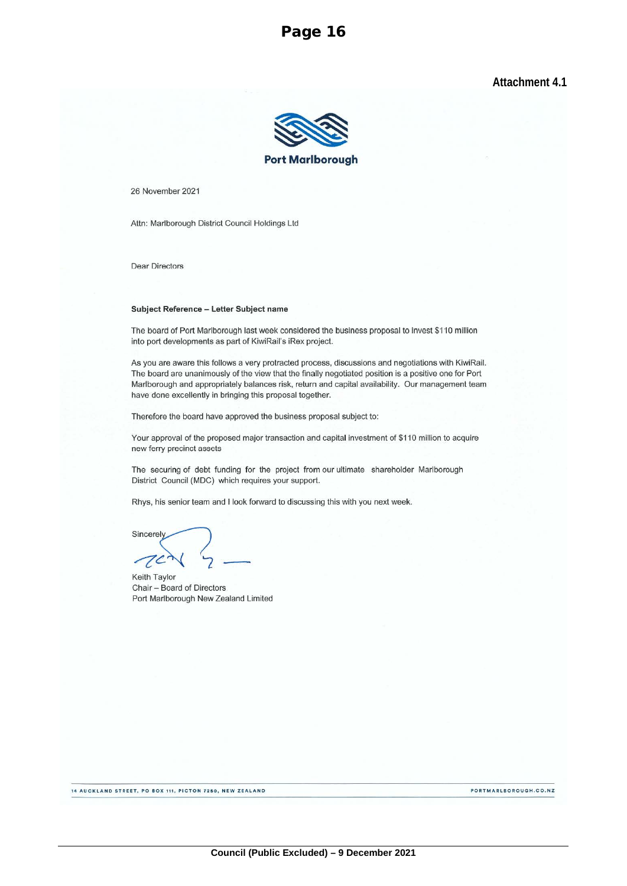Attachment 4.1

Port Marlborough

26 November 2021

Attn: Marlborough District Council Holdings Ltd

Dear Directors

**Subject Reference – Letter Subject name**

The board of Port Marlborough last week considered the business proposal to invest $110 million into port developments as part of KiwiRail's iRex project.

As you are aware this follows a very protracted process, discussions and negotiations with KiwiRail. The board are unanimously of the view that the finally negotiated position is a positive one for Port Marlborough and appropriately balances risk, return and capital availability. Our management team have done excellently in bringing this proposal together.

Therefore the board have approved the business proposal subject to:

Your approval of the proposed major transaction and capital investment of $110 million to acquire new ferry precinct assets

The securing of debt funding for the project from our ultimate shareholder Marlborough District Council (MDC) which requires your support.

Rhys, his senior team and I look forward to discussing this with you next week.

Sincerely

Keith Taylor
Chair – Board of Directors
Port Marlborough New Zealand Limited

14 AUCKLAND STREET, PO BOX 111, PICTON 7250, NEW ZEALAND

PORTMARLBOROUGH.CO.NZ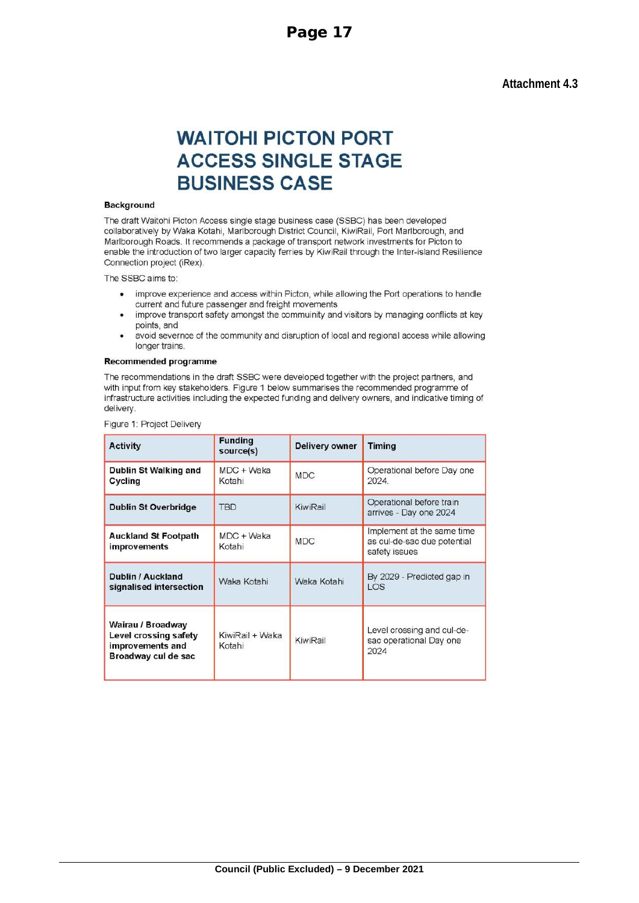Attachment 4.3

# WAITOHI PICTON PORT ACCESS SINGLE STAGE BUSINESS CASE

**Background**

The draft Waitohi Picton Access single stage business case (SSBC) has been developed collaboratively by Waka Kotahi, Marlborough District Council, KiwiRail, Port Marlborough, and Marlborough Roads. It recommends a package of transport network investments for Picton to enable the introduction of two larger capacity ferries by KiwiRail through the Inter-island Resilience Connection project (iRex).

The SSBC aims to:

- improve experience and access within Picton, while allowing the Port operations to handle current and future passenger and freight movements
- improve transport safety amongst the commuinity and visitors by managing conflicts at key points, and
- avoid severnce of the community and disruption of local and regional access while allowing longer trains.

**Recommended programme**

The recommendations in the draft SSBC were developed together with the project partners, and with input from key stakeholders. Figure 1 below summarises the recommended programme of infrastructure activities including the expected funding and delivery owners, and indicative timing of delivery.

Figure 1: Project Delivery

| Activity | Funding source(s) | Delivery owner | Timing |
|---|---|---|---|
| **Dublin St Walking and Cycling** | MDC + Waka Kotahi | MDC | Operational before Day one 2024. |
| **Dublin St Overbridge** | TBD | KiwiRail | Operational before train arrives - Day one 2024 |
| **Auckland St Footpath improvements** | MDC + Waka Kotahi | MDC | Implement at the same time as cul-de-sac due potential safety issues |
| **Dublin / Auckland signalised intersection** | Waka Kotahi | Waka Kotahi | By 2029 - Predicted gap in LOS |
| **Wairau / Broadway Level crossing safety improvements and Broadway cul de sac** | KiwiRail + Waka Kotahi | KiwiRail | Level crossing and cul-de-sac operational Day one 2024 |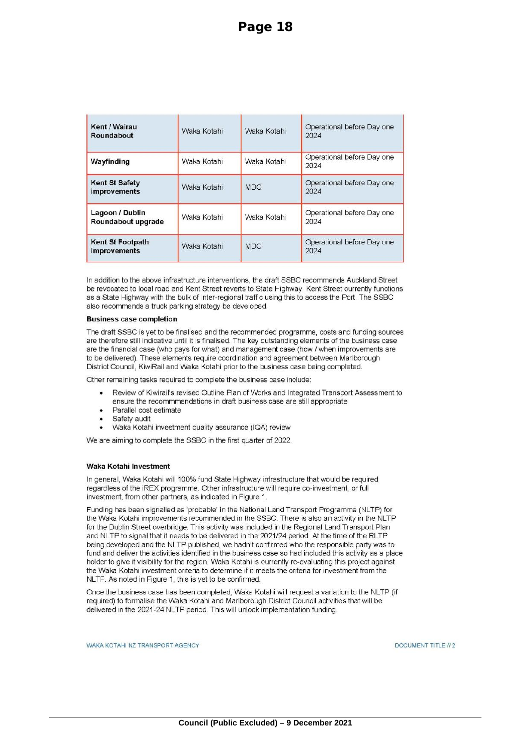| Kent / Wairau Roundabout | Waka Kotahi | Waka Kotahi | Operational before Day one 2024 |
|---|---|---|---|
| Wayfinding | Waka Kotahi | Waka Kotahi | Operational before Day one 2024 |
| Kent St Safety improvements | Waka Kotahi | MDC | Operational before Day one 2024 |
| Lagoon / Dublin Roundabout upgrade | Waka Kotahi | Waka Kotahi | Operational before Day one 2024 |
| Kent St Footpath improvements | Waka Kotahi | MDC | Operational before Day one 2024 |

In addition to the above infrastructure interventions, the draft SSBC recommends Auckland Street be revocated to local road and Kent Street reverts to State Highway. Kent Street currently functions as a State Highway with the bulk of inter-regional traffic using this to access the Port. The SSBC also recommends a truck parking strategy be developed.

**Business case completion**

The draft SSBC is yet to be finalised and the recommended programme, costs and funding sources are therefore still indicative until it is finalised. The key outstanding elements of the business case are the financial case (who pays for what) and management case (how / when improvements are to be delivered). These elements require coordination and agreement between Marlborough District Council, KiwiRail and Waka Kotahi prior to the business case being completed.

Other remaining tasks required to complete the business case include:

- Review of Kiwirail's revised Outline Plan of Works and Integrated Transport Assessment to ensure the recommmendations in draft business case are still appropriate
- Parallel cost estimate
- Safety audit
- Waka Kotahi investment quality assurance (IQA) review

We are aiming to complete the SSBC in the first quarter of 2022.

**Waka Kotahi Investment**

In general, Waka Kotahi will 100% fund State Highway infrastructure that would be required regardless of the iREX programme. Other infrastructure will require co-investment, or full investment, from other partners, as indicated in Figure 1.

Funding has been signalled as 'probable' in the National Land Transport Programme (NLTP) for the Waka Kotahi improvements recommended in the SSBC. There is also an activity in the NLTP for the Dublin Street overbridge. This activity was included in the Regional Land Transport Plan and NLTP to signal that it needs to be delivered in the 2021/24 period. At the time of the RLTP being developed and the NLTP published, we hadn't confirmed who the responsible party was to fund and deliver the activities identified in the business case so had included this activity as a place holder to give it visibility for the region. Waka Kotahi is currently re-evaluating this project against the Waka Kotahi investment criteria to determine if it meets the criteria for investment from the NLTF. As noted in Figure 1, this is yet to be confirmed.

Once the business case has been completed, Waka Kotahi will request a variation to the NLTP (if required) to formalise the Waka Kotahi and Marlborough District Council activities that will be delivered in the 2021-24 NLTP period. This will unlock implementation funding.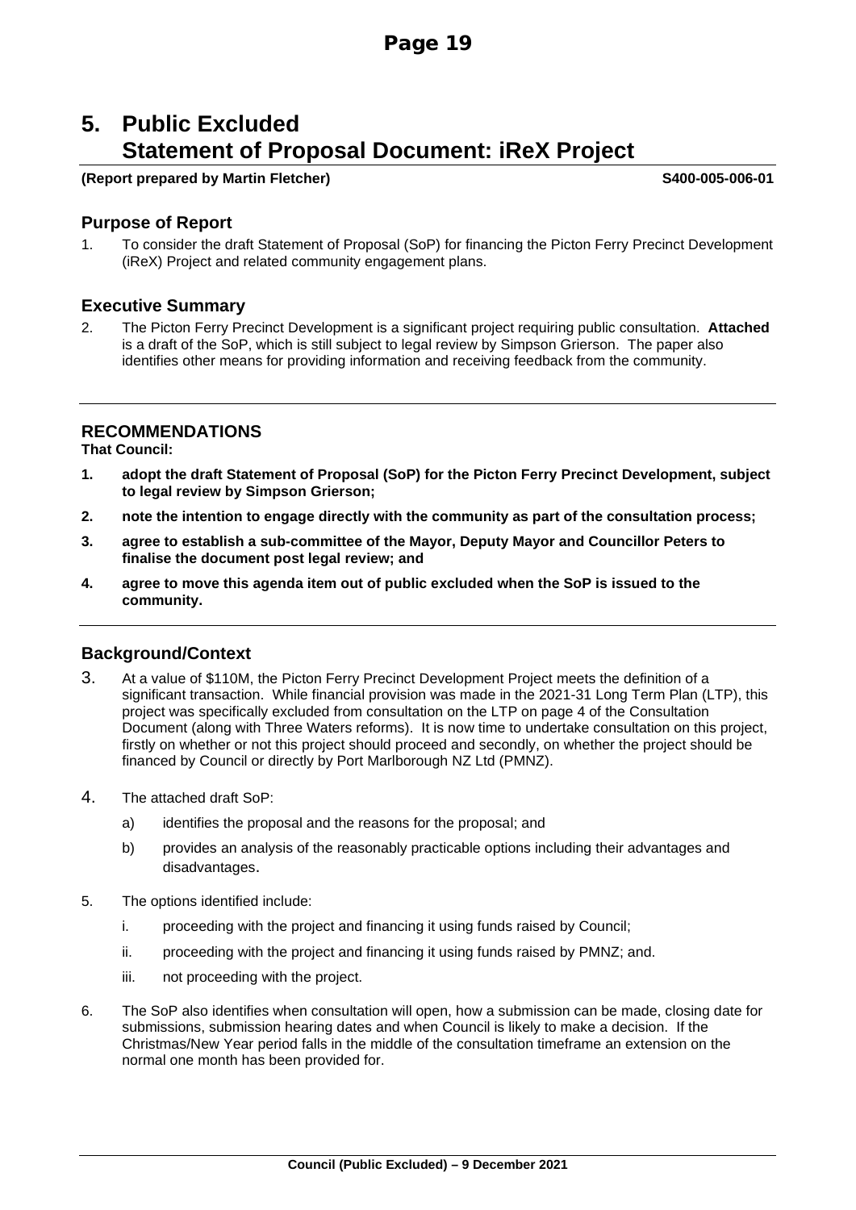# 5. Public Excluded
# Statement of Proposal Document: iReX Project

**(Report prepared by Martin Fletcher)** **S400-005-006-01**

## Purpose of Report

1. To consider the draft Statement of Proposal (SoP) for financing the Picton Ferry Precinct Development (iReX) Project and related community engagement plans.

## Executive Summary

2. The Picton Ferry Precinct Development is a significant project requiring public consultation. **Attached** is a draft of the SoP, which is still subject to legal review by Simpson Grierson. The paper also identifies other means for providing information and receiving feedback from the community.

## RECOMMENDATIONS

**That Council:**

1. **adopt the draft Statement of Proposal (SoP) for the Picton Ferry Precinct Development, subject to legal review by Simpson Grierson;**
2. **note the intention to engage directly with the community as part of the consultation process;**
3. **agree to establish a sub-committee of the Mayor, Deputy Mayor and Councillor Peters to finalise the document post legal review; and**
4. **agree to move this agenda item out of public excluded when the SoP is issued to the community.**

## Background/Context

3. At a value of \$110M, the Picton Ferry Precinct Development Project meets the definition of a significant transaction. While financial provision was made in the 2021-31 Long Term Plan (LTP), this project was specifically excluded from consultation on the LTP on page 4 of the Consultation Document (along with Three Waters reforms). It is now time to undertake consultation on this project, firstly on whether or not this project should proceed and secondly, on whether the project should be financed by Council or directly by Port Marlborough NZ Ltd (PMNZ).

4. The attached draft SoP:
   a) identifies the proposal and the reasons for the proposal; and
   b) provides an analysis of the reasonably practicable options including their advantages and disadvantages.

5. The options identified include:
   i. proceeding with the project and financing it using funds raised by Council;
   ii. proceeding with the project and financing it using funds raised by PMNZ; and.
   iii. not proceeding with the project.

6. The SoP also identifies when consultation will open, how a submission can be made, closing date for submissions, submission hearing dates and when Council is likely to make a decision. If the Christmas/New Year period falls in the middle of the consultation timeframe an extension on the normal one month has been provided for.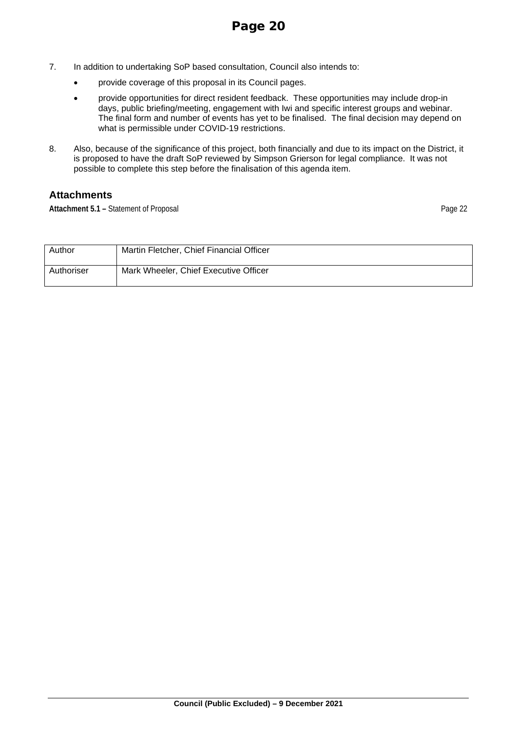7. In addition to undertaking SoP based consultation, Council also intends to:

   - provide coverage of this proposal in its Council pages.
   - provide opportunities for direct resident feedback. These opportunities may include drop-in days, public briefing/meeting, engagement with Iwi and specific interest groups and webinar. The final form and number of events has yet to be finalised. The final decision may depend on what is permissible under COVID-19 restrictions.

8. Also, because of the significance of this project, both financially and due to its impact on the District, it is proposed to have the draft SoP reviewed by Simpson Grierson for legal compliance. It was not possible to complete this step before the finalisation of this agenda item.

## Attachments

**Attachment 5.1 –** Statement of Proposal Page 22

| | |
|---|---|
| Author | Martin Fletcher, Chief Financial Officer |
| Authoriser | Mark Wheeler, Chief Executive Officer |